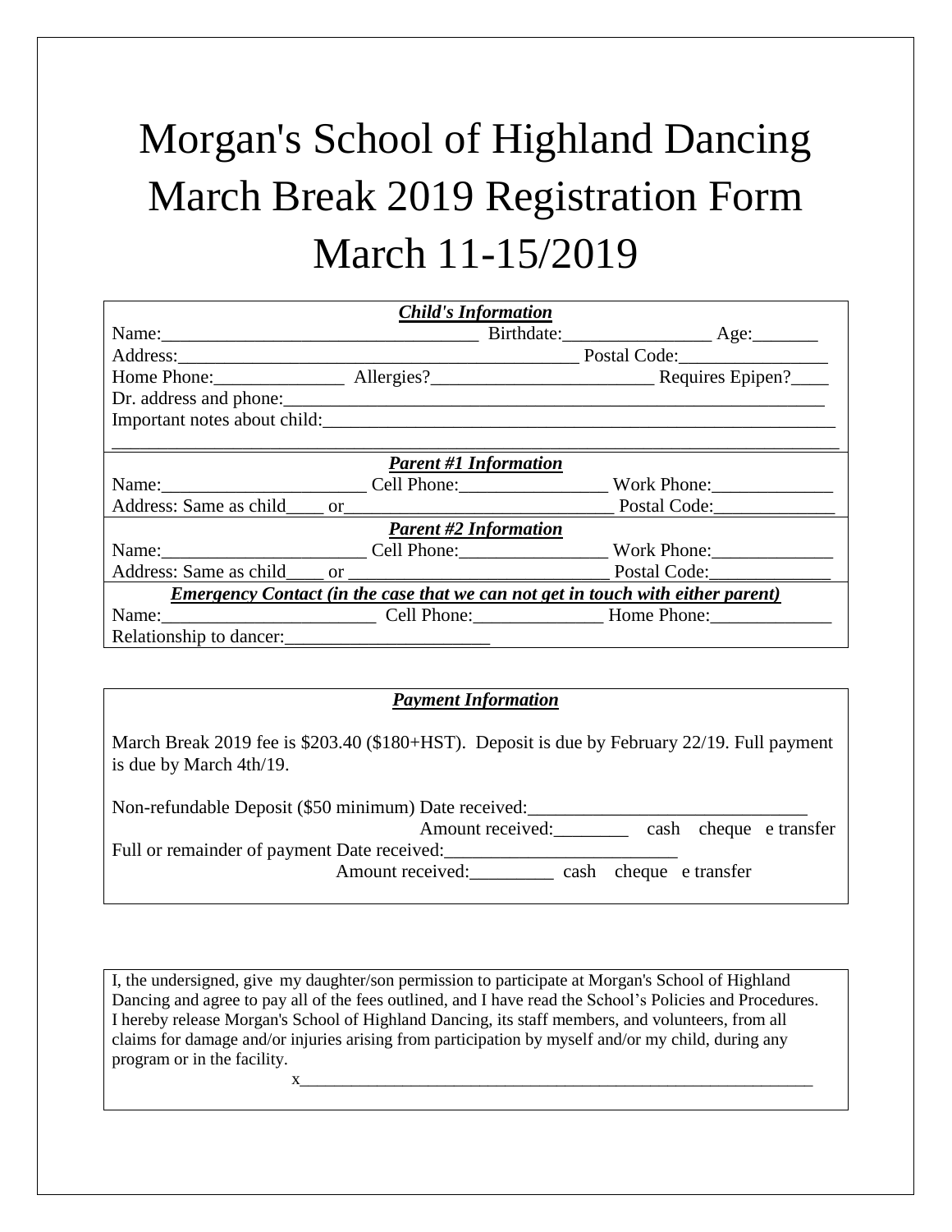# Morgan's School of Highland Dancing March Break 2019 Registration Form March 11-15/2019

***Child's Information***

Name:_________________________________ Birthdate:________________ Age:_______

Address:___________________________________________ Postal Code:________________

Home Phone:______________ Allergies?________________________ Requires Epipen?____

Dr. address and phone:_____________________________________________________________

Important notes about child:__________________________________________________________

_______________________________________________________________________________

***Parent #1 Information***

Name:______________________ Cell Phone:________________ Work Phone:_____________

Address: Same as child____ or_____________________________ Postal Code:_____________

***Parent #2 Information***

Name:______________________ Cell Phone:________________ Work Phone:_____________

Address: Same as child____ or _____________________________ Postal Code:_____________

***Emergency Contact (in the case that we can not get in touch with either parent)***

Name:_______________________ Cell Phone:______________ Home Phone:_____________

Relationship to dancer:______________________

***Payment Information***

March Break 2019 fee is $203.40 ($180+HST). Deposit is due by February 22/19. Full payment is due by March 4th/19.

Non-refundable Deposit ($50 minimum) Date received:______________________________

Amount received:________ cash cheque e transfer

Full or remainder of payment Date received:_________________________

Amount received:_________ cash cheque e transfer

I, the undersigned, give my daughter/son permission to participate at Morgan's School of Highland Dancing and agree to pay all of the fees outlined, and I have read the School's Policies and Procedures. I hereby release Morgan's School of Highland Dancing, its staff members, and volunteers, from all claims for damage and/or injuries arising from participation by myself and/or my child, during any program or in the facility.

x____________________________________________________________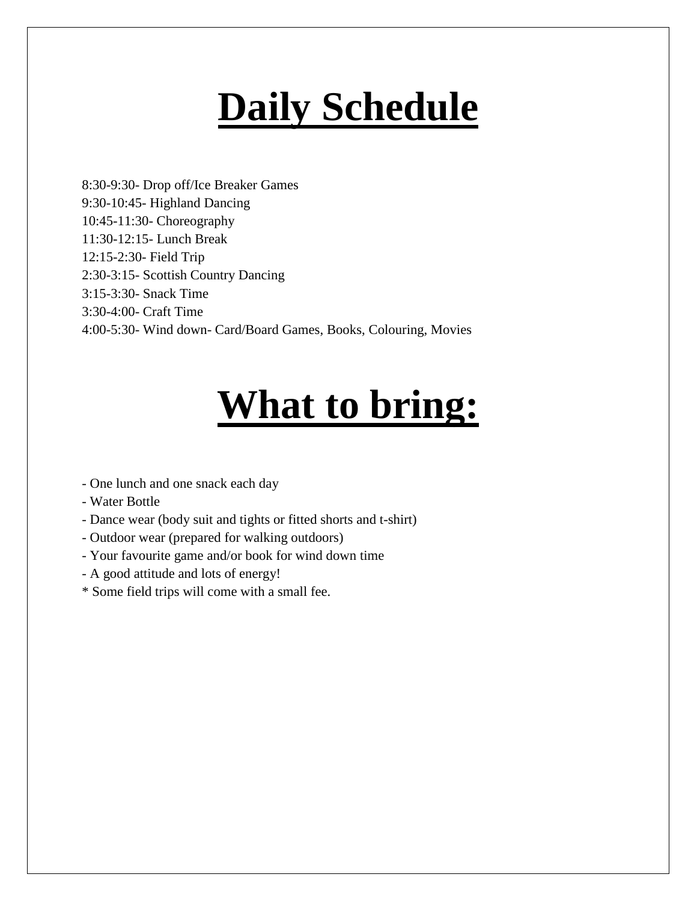# Daily Schedule

8:30-9:30- Drop off/Ice Breaker Games
9:30-10:45- Highland Dancing
10:45-11:30- Choreography
11:30-12:15- Lunch Break
12:15-2:30- Field Trip
2:30-3:15- Scottish Country Dancing
3:15-3:30- Snack Time
3:30-4:00- Craft Time
4:00-5:30- Wind down- Card/Board Games, Books, Colouring, Movies

# What to bring:

- One lunch and one snack each day
- Water Bottle
- Dance wear (body suit and tights or fitted shorts and t-shirt)
- Outdoor wear (prepared for walking outdoors)
- Your favourite game and/or book for wind down time
- A good attitude and lots of energy!

* Some field trips will come with a small fee.